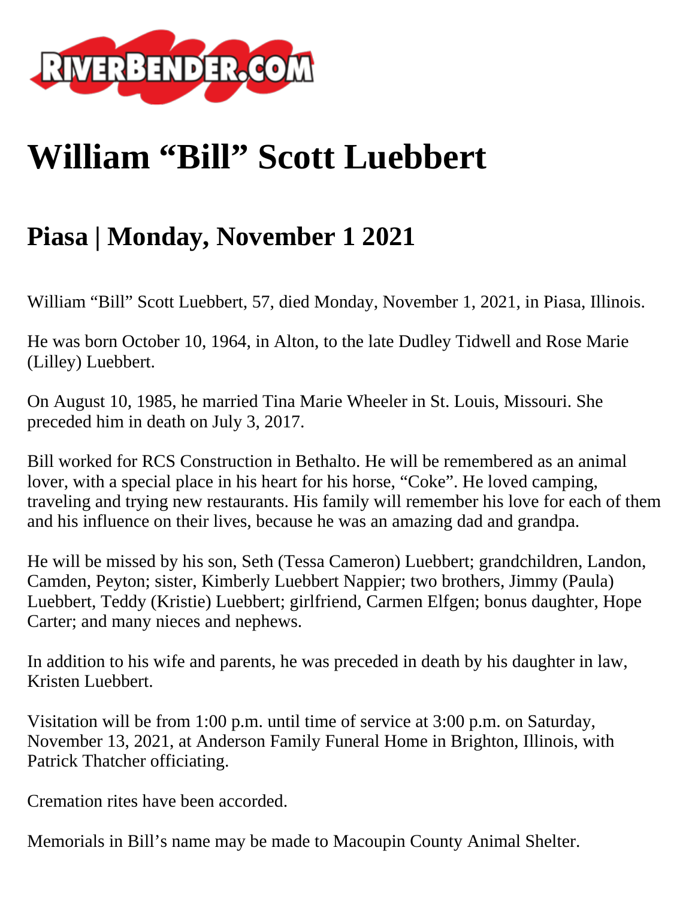# William “Bill” Scott Luebbert

## Piasa | Monday, November 1 2021

William “Bill” Scott Luebbert, 57, died Monday, November 1, 2021, in Piasa, Illinois.

He was born October 10, 1964, in Alton, to the late Dudley Tidwell and Rose Marie (Lilley) Luebbert.

On August 10, 1985, he married Tina Marie Wheeler in St. Louis, Missouri. She preceded him in death on July 3, 2017.

Bill worked for RCS Construction in Bethalto. He will be remembered as an animal lover, with a special place in his heart for his horse, “Coke”. He loved camping, traveling and trying new restaurants. His family will remember his love for each of them and his influence on their lives, because he was an amazing dad and grandpa.

He will be missed by his son, Seth (Tessa Cameron) Luebbert; grandchildren, Landon, Camden, Peyton; sister, Kimberly Luebbert Nappier; two brothers, Jimmy (Paula) Luebbert, Teddy (Kristie) Luebbert; girlfriend, Carmen Elfgen; bonus daughter, Hope Carter; and many nieces and nephews.

In addition to his wife and parents, he was preceded in death by his daughter in law, Kristen Luebbert.

Visitation will be from 1:00 p.m. until time of service at 3:00 p.m. on Saturday, November 13, 2021, at Anderson Family Funeral Home in Brighton, Illinois, with Patrick Thatcher officiating.

Cremation rites have been accorded.

Memorials in Bill’s name may be made to Macoupin County Animal Shelter.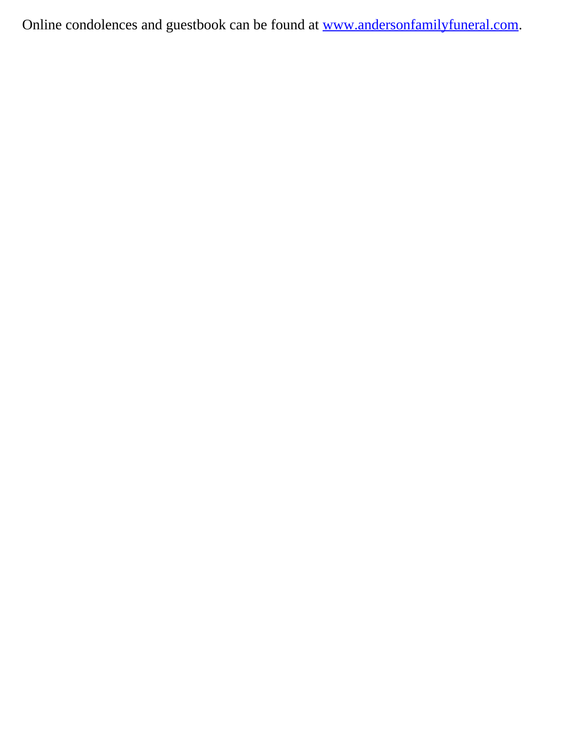Online condolences and guestbook can be found at [www.andersonfamilyfuneral.com](http://www.andersonfamilyfuneral.com).